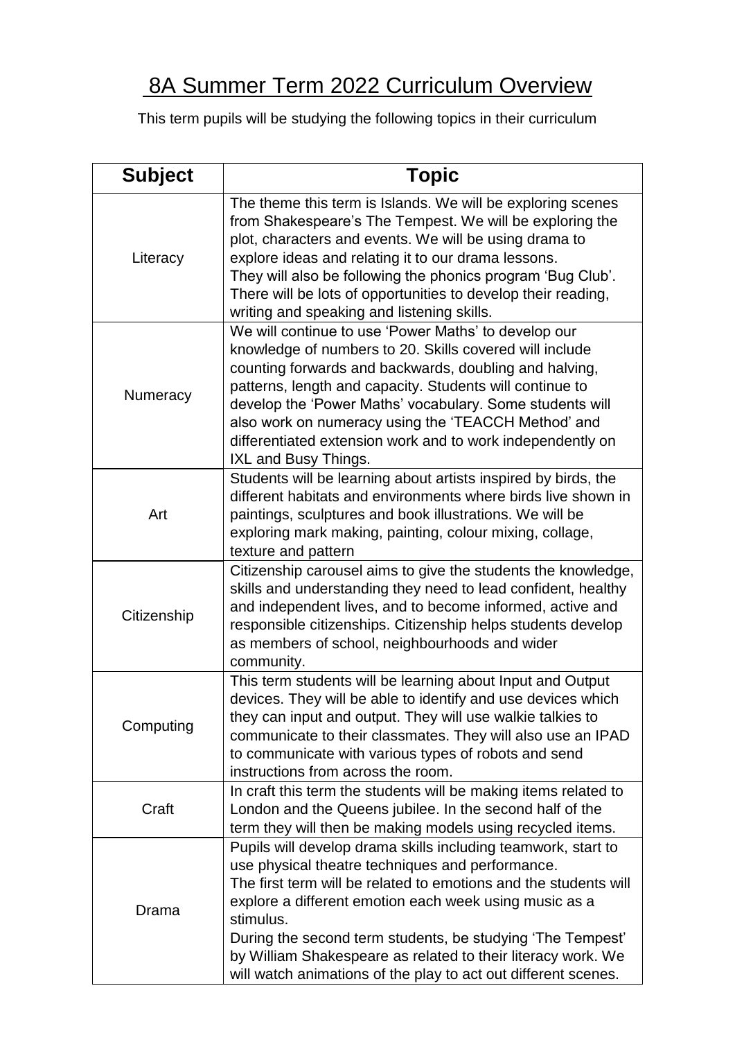# 8A Summer Term 2022 Curriculum Overview

This term pupils will be studying the following topics in their curriculum

| Subject | Topic |
| --- | --- |
| Literacy | The theme this term is Islands. We will be exploring scenes from Shakespeare's The Tempest. We will be exploring the plot, characters and events. We will be using drama to explore ideas and relating it to our drama lessons. They will also be following the phonics program 'Bug Club'. There will be lots of opportunities to develop their reading, writing and speaking and listening skills. |
| Numeracy | We will continue to use 'Power Maths' to develop our knowledge of numbers to 20. Skills covered will include counting forwards and backwards, doubling and halving, patterns, length and capacity. Students will continue to develop the 'Power Maths' vocabulary. Some students will also work on numeracy using the 'TEACCH Method' and differentiated extension work and to work independently on IXL and Busy Things. |
| Art | Students will be learning about artists inspired by birds, the different habitats and environments where birds live shown in paintings, sculptures and book illustrations. We will be exploring mark making, painting, colour mixing, collage, texture and pattern |
| Citizenship | Citizenship carousel aims to give the students the knowledge, skills and understanding they need to lead confident, healthy and independent lives, and to become informed, active and responsible citizenships. Citizenship helps students develop as members of school, neighbourhoods and wider community. |
| Computing | This term students will be learning about Input and Output devices. They will be able to identify and use devices which they can input and output. They will use walkie talkies to communicate to their classmates. They will also use an IPAD to communicate with various types of robots and send instructions from across the room. |
| Craft | In craft this term the students will be making items related to London and the Queens jubilee. In the second half of the term they will then be making models using recycled items. |
| Drama | Pupils will develop drama skills including teamwork, start to use physical theatre techniques and performance. The first term will be related to emotions and the students will explore a different emotion each week using music as a stimulus. During the second term students, be studying 'The Tempest' by William Shakespeare as related to their literacy work. We will watch animations of the play to act out different scenes. |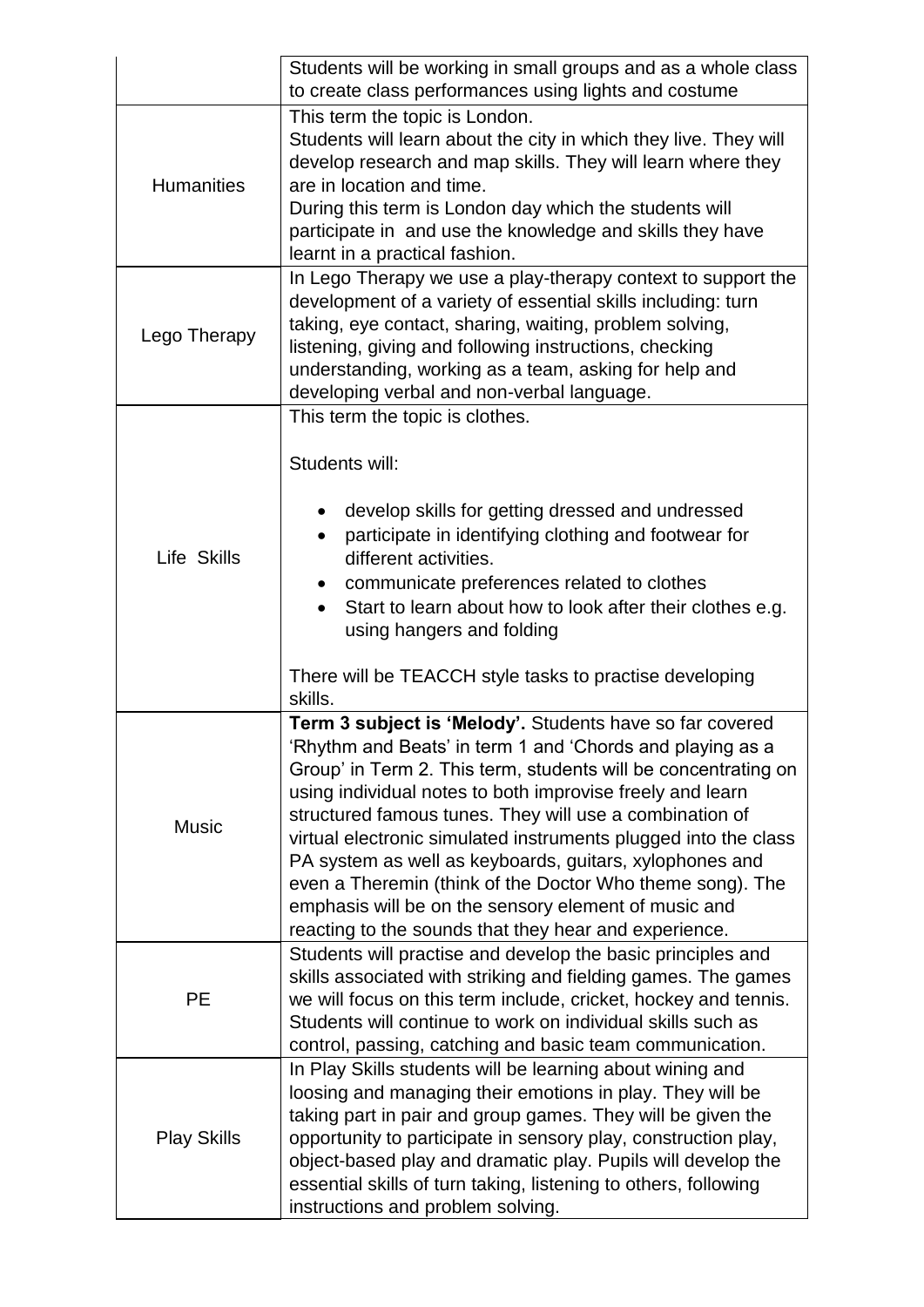| | |
|---|---|
| | Students will be working in small groups and as a whole class to create class performances using lights and costume |
| Humanities | This term the topic is London.<br>Students will learn about the city in which they live. They will develop research and map skills. They will learn where they are in location and time.<br>During this term is London day which the students will participate in and use the knowledge and skills they have learnt in a practical fashion. |
| Lego Therapy | In Lego Therapy we use a play-therapy context to support the development of a variety of essential skills including: turn taking, eye contact, sharing, waiting, problem solving, listening, giving and following instructions, checking understanding, working as a team, asking for help and developing verbal and non-verbal language. |
| Life Skills | This term the topic is clothes.<br><br>Students will:<br><br>• develop skills for getting dressed and undressed<br>• participate in identifying clothing and footwear for different activities.<br>• communicate preferences related to clothes<br>• Start to learn about how to look after their clothes e.g. using hangers and folding<br><br>There will be TEACCH style tasks to practise developing skills. |
| Music | **Term 3 subject is 'Melody'.** Students have so far covered 'Rhythm and Beats' in term 1 and 'Chords and playing as a Group' in Term 2. This term, students will be concentrating on using individual notes to both improvise freely and learn structured famous tunes. They will use a combination of virtual electronic simulated instruments plugged into the class PA system as well as keyboards, guitars, xylophones and even a Theremin (think of the Doctor Who theme song). The emphasis will be on the sensory element of music and reacting to the sounds that they hear and experience. |
| PE | Students will practise and develop the basic principles and skills associated with striking and fielding games. The games we will focus on this term include, cricket, hockey and tennis. Students will continue to work on individual skills such as control, passing, catching and basic team communication. |
| Play Skills | In Play Skills students will be learning about wining and loosing and managing their emotions in play. They will be taking part in pair and group games. They will be given the opportunity to participate in sensory play, construction play, object-based play and dramatic play. Pupils will develop the essential skills of turn taking, listening to others, following instructions and problem solving. |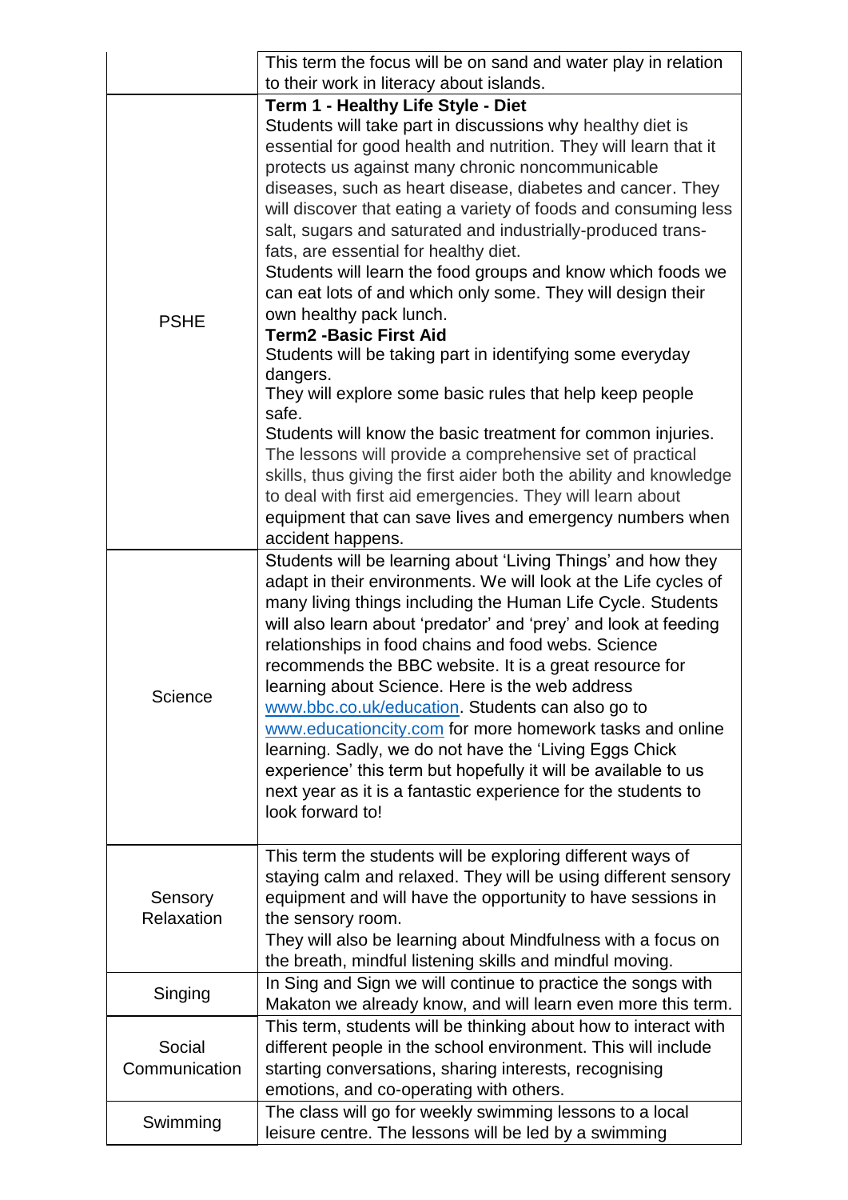| | |
|---|---|
| | This term the focus will be on sand and water play in relation to their work in literacy about islands. |
| PSHE | **Term 1 - Healthy Life Style - Diet**<br>Students will take part in discussions why healthy diet is essential for good health and nutrition. They will learn that it protects us against many chronic noncommunicable diseases, such as heart disease, diabetes and cancer. They will discover that eating a variety of foods and consuming less salt, sugars and saturated and industrially-produced trans-fats, are essential for healthy diet.<br>Students will learn the food groups and know which foods we can eat lots of and which only some. They will design their own healthy pack lunch.<br>**Term2 -Basic First Aid**<br>Students will be taking part in identifying some everyday dangers.<br>They will explore some basic rules that help keep people safe.<br>Students will know the basic treatment for common injuries. The lessons will provide a comprehensive set of practical skills, thus giving the first aider both the ability and knowledge to deal with first aid emergencies. They will learn about equipment that can save lives and emergency numbers when accident happens. |
| Science | Students will be learning about 'Living Things' and how they adapt in their environments. We will look at the Life cycles of many living things including the Human Life Cycle. Students will also learn about 'predator' and 'prey' and look at feeding relationships in food chains and food webs. Science recommends the BBC website. It is a great resource for learning about Science. Here is the web address www.bbc.co.uk/education. Students can also go to www.educationcity.com for more homework tasks and online learning. Sadly, we do not have the 'Living Eggs Chick experience' this term but hopefully it will be available to us next year as it is a fantastic experience for the students to look forward to! |
| Sensory Relaxation | This term the students will be exploring different ways of staying calm and relaxed. They will be using different sensory equipment and will have the opportunity to have sessions in the sensory room.<br>They will also be learning about Mindfulness with a focus on the breath, mindful listening skills and mindful moving. |
| Singing | In Sing and Sign we will continue to practice the songs with Makaton we already know, and will learn even more this term. |
| Social Communication | This term, students will be thinking about how to interact with different people in the school environment. This will include starting conversations, sharing interests, recognising emotions, and co-operating with others. |
| Swimming | The class will go for weekly swimming lessons to a local leisure centre. The lessons will be led by a swimming |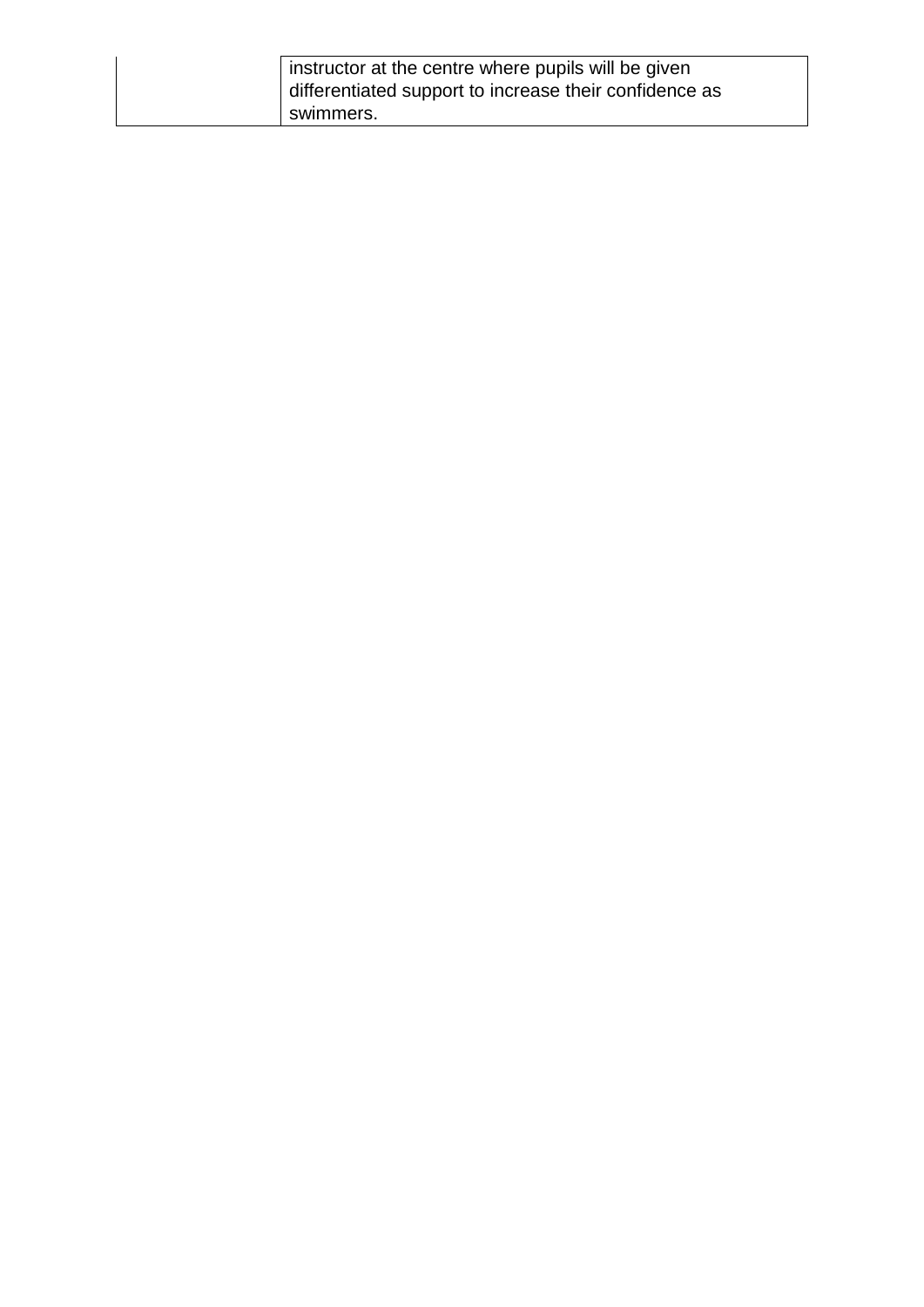| | |
|---|---|
| | instructor at the centre where pupils will be given differentiated support to increase their confidence as swimmers. |